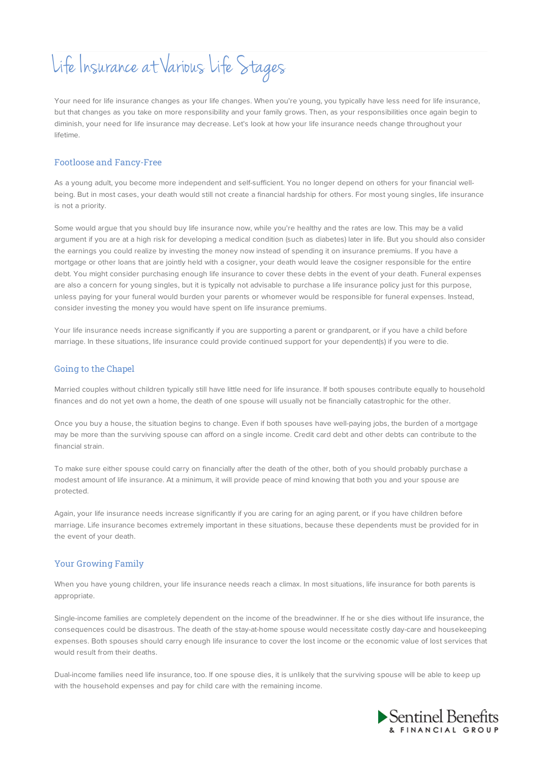# Life Insurance at Various Life Stages

Your need for life insurance changes as your life changes. When you're young, you typically have less need for life insurance, but that changes as you take on more responsibility and your family grows. Then, as your responsibilities once again begin to diminish, your need for life insurance may decrease. Let's look at how your life insurance needs change throughout your lifetime.

## Footloose and Fancy-Free

As a young adult, you become more independent and self-sufficient. You no longer depend on others for your financial well-being. But in most cases, your death would still not create a financial hardship for others. For most young singles, life insurance is not a priority.

Some would argue that you should buy life insurance now, while you're healthy and the rates are low. This may be a valid argument if you are at a high risk for developing a medical condition (such as diabetes) later in life. But you should also consider the earnings you could realize by investing the money now instead of spending it on insurance premiums. If you have a mortgage or other loans that are jointly held with a cosigner, your death would leave the cosigner responsible for the entire debt. You might consider purchasing enough life insurance to cover these debts in the event of your death. Funeral expenses are also a concern for young singles, but it is typically not advisable to purchase a life insurance policy just for this purpose, unless paying for your funeral would burden your parents or whomever would be responsible for funeral expenses. Instead, consider investing the money you would have spent on life insurance premiums.

Your life insurance needs increase significantly if you are supporting a parent or grandparent, or if you have a child before marriage. In these situations, life insurance could provide continued support for your dependent(s) if you were to die.

## Going to the Chapel

Married couples without children typically still have little need for life insurance. If both spouses contribute equally to household finances and do not yet own a home, the death of one spouse will usually not be financially catastrophic for the other.

Once you buy a house, the situation begins to change. Even if both spouses have well-paying jobs, the burden of a mortgage may be more than the surviving spouse can afford on a single income. Credit card debt and other debts can contribute to the financial strain.

To make sure either spouse could carry on financially after the death of the other, both of you should probably purchase a modest amount of life insurance. At a minimum, it will provide peace of mind knowing that both you and your spouse are protected.

Again, your life insurance needs increase significantly if you are caring for an aging parent, or if you have children before marriage. Life insurance becomes extremely important in these situations, because these dependents must be provided for in the event of your death.

## Your Growing Family

When you have young children, your life insurance needs reach a climax. In most situations, life insurance for both parents is appropriate.

Single-income families are completely dependent on the income of the breadwinner. If he or she dies without life insurance, the consequences could be disastrous. The death of the stay-at-home spouse would necessitate costly day-care and housekeeping expenses. Both spouses should carry enough life insurance to cover the lost income or the economic value of lost services that would result from their deaths.

Dual-income families need life insurance, too. If one spouse dies, it is unlikely that the surviving spouse will be able to keep up with the household expenses and pay for child care with the remaining income.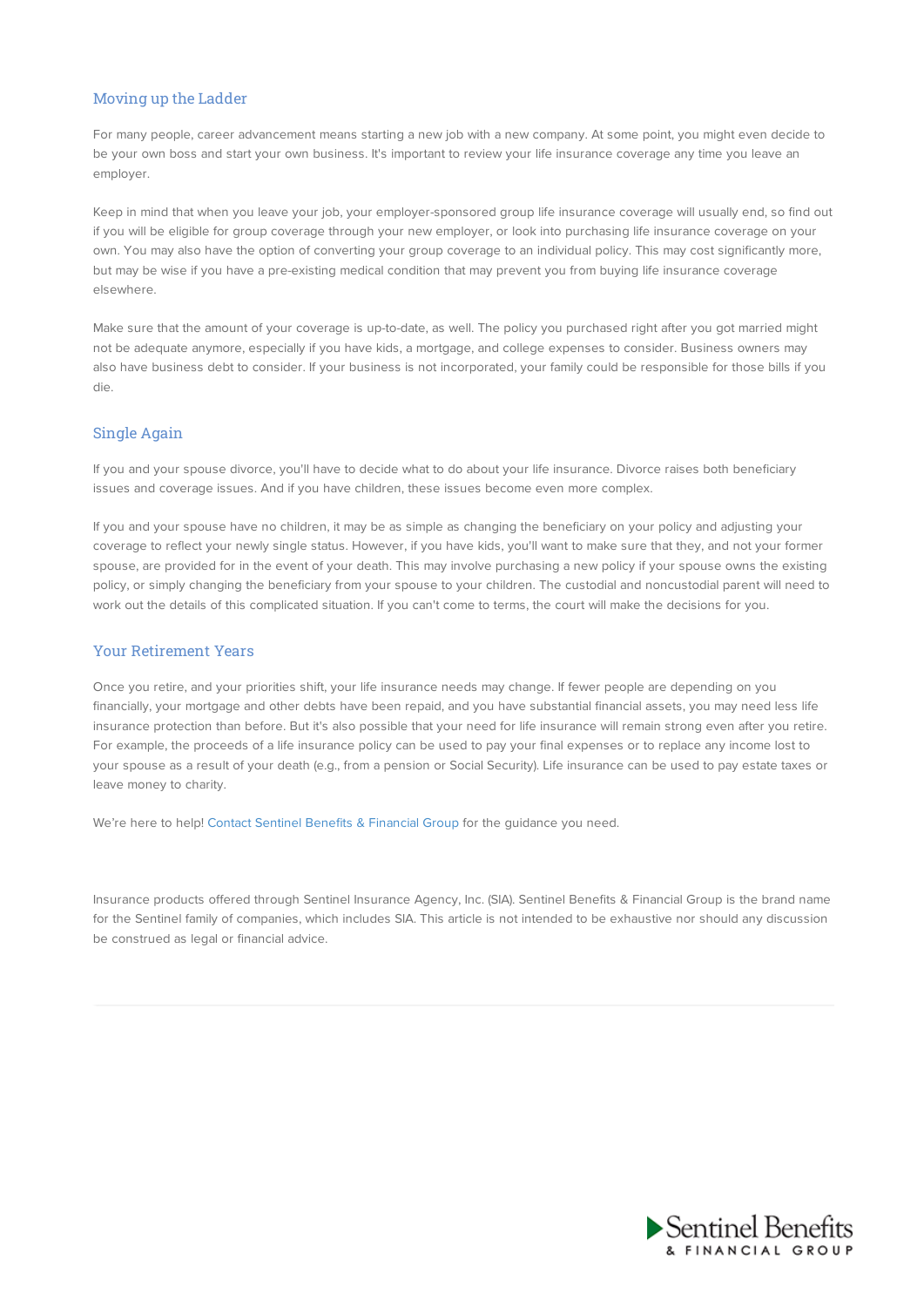## Moving up the Ladder

For many people, career advancement means starting a new job with a new company. At some point, you might even decide to be your own boss and start your own business. It's important to review your life insurance coverage any time you leave an employer.

Keep in mind that when you leave your job, your employer-sponsored group life insurance coverage will usually end, so find out if you will be eligible for group coverage through your new employer, or look into purchasing life insurance coverage on your own. You may also have the option of converting your group coverage to an individual policy. This may cost significantly more, but may be wise if you have a pre-existing medical condition that may prevent you from buying life insurance coverage elsewhere.

Make sure that the amount of your coverage is up-to-date, as well. The policy you purchased right after you got married might not be adequate anymore, especially if you have kids, a mortgage, and college expenses to consider. Business owners may also have business debt to consider. If your business is not incorporated, your family could be responsible for those bills if you die.

## Single Again

If you and your spouse divorce, you'll have to decide what to do about your life insurance. Divorce raises both beneficiary issues and coverage issues. And if you have children, these issues become even more complex.

If you and your spouse have no children, it may be as simple as changing the beneficiary on your policy and adjusting your coverage to reflect your newly single status. However, if you have kids, you'll want to make sure that they, and not your former spouse, are provided for in the event of your death. This may involve purchasing a new policy if your spouse owns the existing policy, or simply changing the beneficiary from your spouse to your children. The custodial and noncustodial parent will need to work out the details of this complicated situation. If you can't come to terms, the court will make the decisions for you.

## Your Retirement Years

Once you retire, and your priorities shift, your life insurance needs may change. If fewer people are depending on you financially, your mortgage and other debts have been repaid, and you have substantial financial assets, you may need less life insurance protection than before. But it's also possible that your need for life insurance will remain strong even after you retire. For example, the proceeds of a life insurance policy can be used to pay your final expenses or to replace any income lost to your spouse as a result of your death (e.g., from a pension or Social Security). Life insurance can be used to pay estate taxes or leave money to charity.

We're here to help! Contact Sentinel Benefits & Financial Group for the guidance you need.

Insurance products offered through Sentinel Insurance Agency, Inc. (SIA). Sentinel Benefits & Financial Group is the brand name for the Sentinel family of companies, which includes SIA. This article is not intended to be exhaustive nor should any discussion be construed as legal or financial advice.

Sentinel Benefits & FINANCIAL GROUP